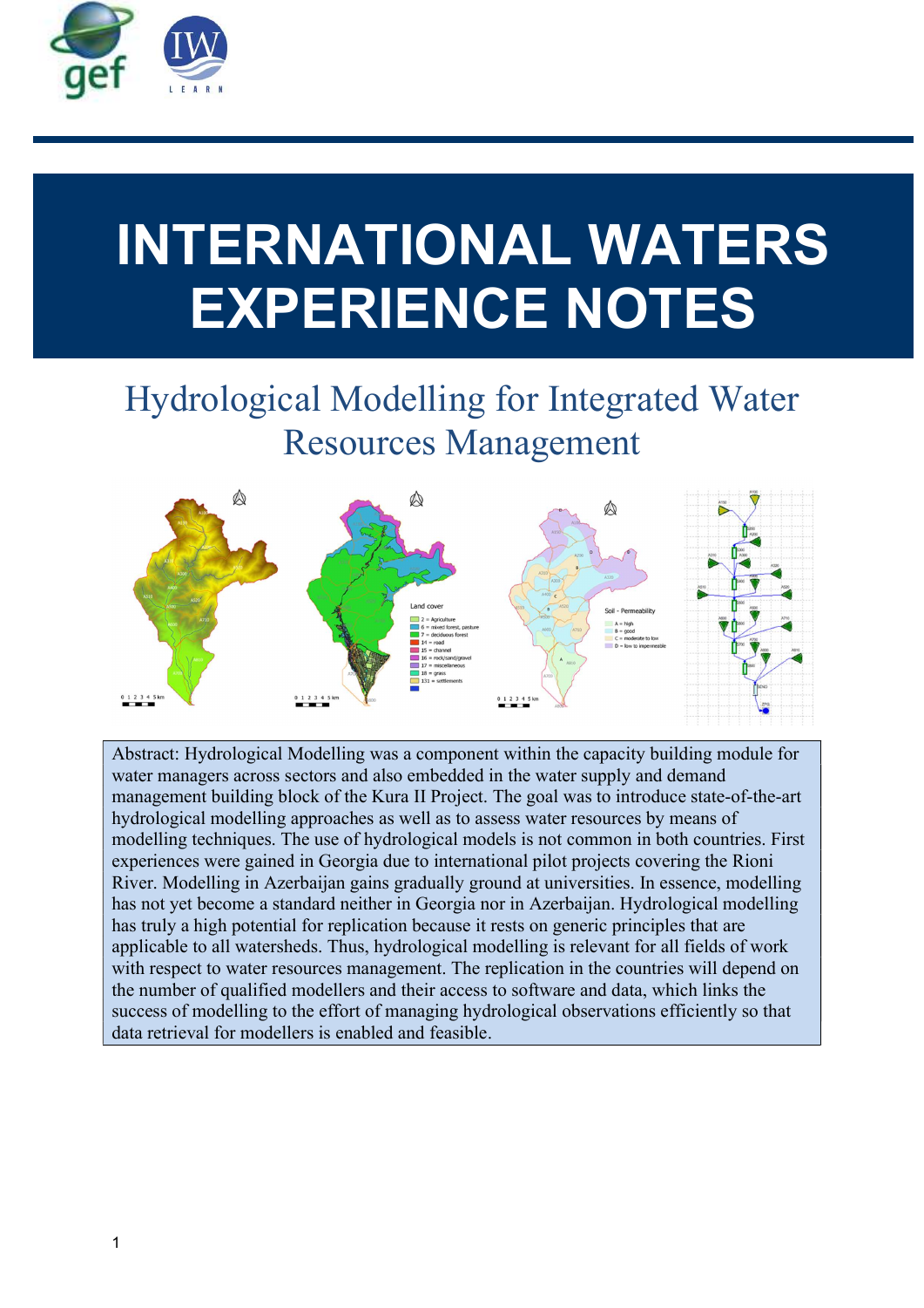# INTERNATIONAL WATERS EXPERIENCE NOTES

## Hydrological Modelling for Integrated Water Resources Management

Abstract: Hydrological Modelling was a component within the capacity building module for water managers across sectors and also embedded in the water supply and demand management building block of the Kura II Project. The goal was to introduce state-of-the-art hydrological modelling approaches as well as to assess water resources by means of modelling techniques. The use of hydrological models is not common in both countries. First experiences were gained in Georgia due to international pilot projects covering the Rioni River. Modelling in Azerbaijan gains gradually ground at universities. In essence, modelling has not yet become a standard neither in Georgia nor in Azerbaijan. Hydrological modelling has truly a high potential for replication because it rests on generic principles that are applicable to all watersheds. Thus, hydrological modelling is relevant for all fields of work with respect to water resources management. The replication in the countries will depend on the number of qualified modellers and their access to software and data, which links the success of modelling to the effort of managing hydrological observations efficiently so that data retrieval for modellers is enabled and feasible.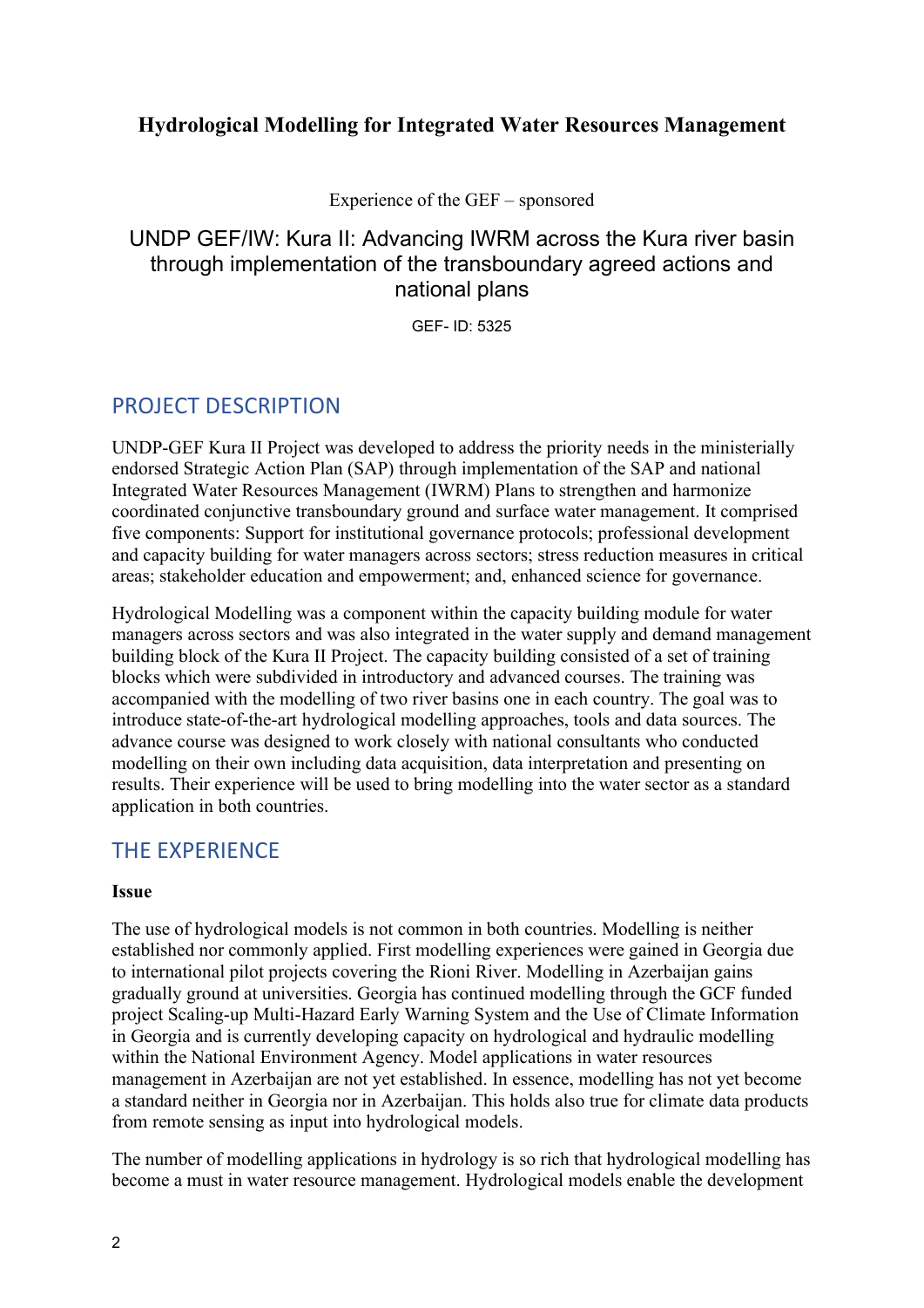**Hydrological Modelling for Integrated Water Resources Management**

Experience of the GEF – sponsored

UNDP GEF/IW: Kura II: Advancing IWRM across the Kura river basin through implementation of the transboundary agreed actions and national plans

GEF- ID: 5325

## PROJECT DESCRIPTION

UNDP-GEF Kura II Project was developed to address the priority needs in the ministerially endorsed Strategic Action Plan (SAP) through implementation of the SAP and national Integrated Water Resources Management (IWRM) Plans to strengthen and harmonize coordinated conjunctive transboundary ground and surface water management. It comprised five components: Support for institutional governance protocols; professional development and capacity building for water managers across sectors; stress reduction measures in critical areas; stakeholder education and empowerment; and, enhanced science for governance.

Hydrological Modelling was a component within the capacity building module for water managers across sectors and was also integrated in the water supply and demand management building block of the Kura II Project. The capacity building consisted of a set of training blocks which were subdivided in introductory and advanced courses. The training was accompanied with the modelling of two river basins one in each country. The goal was to introduce state-of-the-art hydrological modelling approaches, tools and data sources. The advance course was designed to work closely with national consultants who conducted modelling on their own including data acquisition, data interpretation and presenting on results. Their experience will be used to bring modelling into the water sector as a standard application in both countries.

## THE EXPERIENCE

**Issue**

The use of hydrological models is not common in both countries. Modelling is neither established nor commonly applied. First modelling experiences were gained in Georgia due to international pilot projects covering the Rioni River. Modelling in Azerbaijan gains gradually ground at universities. Georgia has continued modelling through the GCF funded project Scaling-up Multi-Hazard Early Warning System and the Use of Climate Information in Georgia and is currently developing capacity on hydrological and hydraulic modelling within the National Environment Agency. Model applications in water resources management in Azerbaijan are not yet established. In essence, modelling has not yet become a standard neither in Georgia nor in Azerbaijan. This holds also true for climate data products from remote sensing as input into hydrological models.

The number of modelling applications in hydrology is so rich that hydrological modelling has become a must in water resource management. Hydrological models enable the development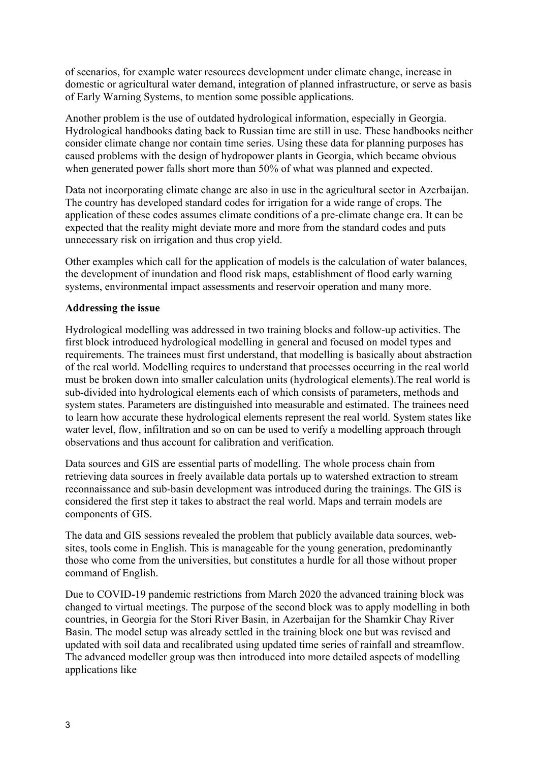of scenarios, for example water resources development under climate change, increase in domestic or agricultural water demand, integration of planned infrastructure, or serve as basis of Early Warning Systems, to mention some possible applications.

Another problem is the use of outdated hydrological information, especially in Georgia. Hydrological handbooks dating back to Russian time are still in use. These handbooks neither consider climate change nor contain time series. Using these data for planning purposes has caused problems with the design of hydropower plants in Georgia, which became obvious when generated power falls short more than 50% of what was planned and expected.

Data not incorporating climate change are also in use in the agricultural sector in Azerbaijan. The country has developed standard codes for irrigation for a wide range of crops. The application of these codes assumes climate conditions of a pre-climate change era. It can be expected that the reality might deviate more and more from the standard codes and puts unnecessary risk on irrigation and thus crop yield.

Other examples which call for the application of models is the calculation of water balances, the development of inundation and flood risk maps, establishment of flood early warning systems, environmental impact assessments and reservoir operation and many more.

**Addressing the issue**

Hydrological modelling was addressed in two training blocks and follow-up activities. The first block introduced hydrological modelling in general and focused on model types and requirements. The trainees must first understand, that modelling is basically about abstraction of the real world. Modelling requires to understand that processes occurring in the real world must be broken down into smaller calculation units (hydrological elements).The real world is sub-divided into hydrological elements each of which consists of parameters, methods and system states. Parameters are distinguished into measurable and estimated. The trainees need to learn how accurate these hydrological elements represent the real world. System states like water level, flow, infiltration and so on can be used to verify a modelling approach through observations and thus account for calibration and verification.

Data sources and GIS are essential parts of modelling. The whole process chain from retrieving data sources in freely available data portals up to watershed extraction to stream reconnaissance and sub-basin development was introduced during the trainings. The GIS is considered the first step it takes to abstract the real world. Maps and terrain models are components of GIS.

The data and GIS sessions revealed the problem that publicly available data sources, web-sites, tools come in English. This is manageable for the young generation, predominantly those who come from the universities, but constitutes a hurdle for all those without proper command of English.

Due to COVID-19 pandemic restrictions from March 2020 the advanced training block was changed to virtual meetings. The purpose of the second block was to apply modelling in both countries, in Georgia for the Stori River Basin, in Azerbaijan for the Shamkir Chay River Basin. The model setup was already settled in the training block one but was revised and updated with soil data and recalibrated using updated time series of rainfall and streamflow. The advanced modeller group was then introduced into more detailed aspects of modelling applications like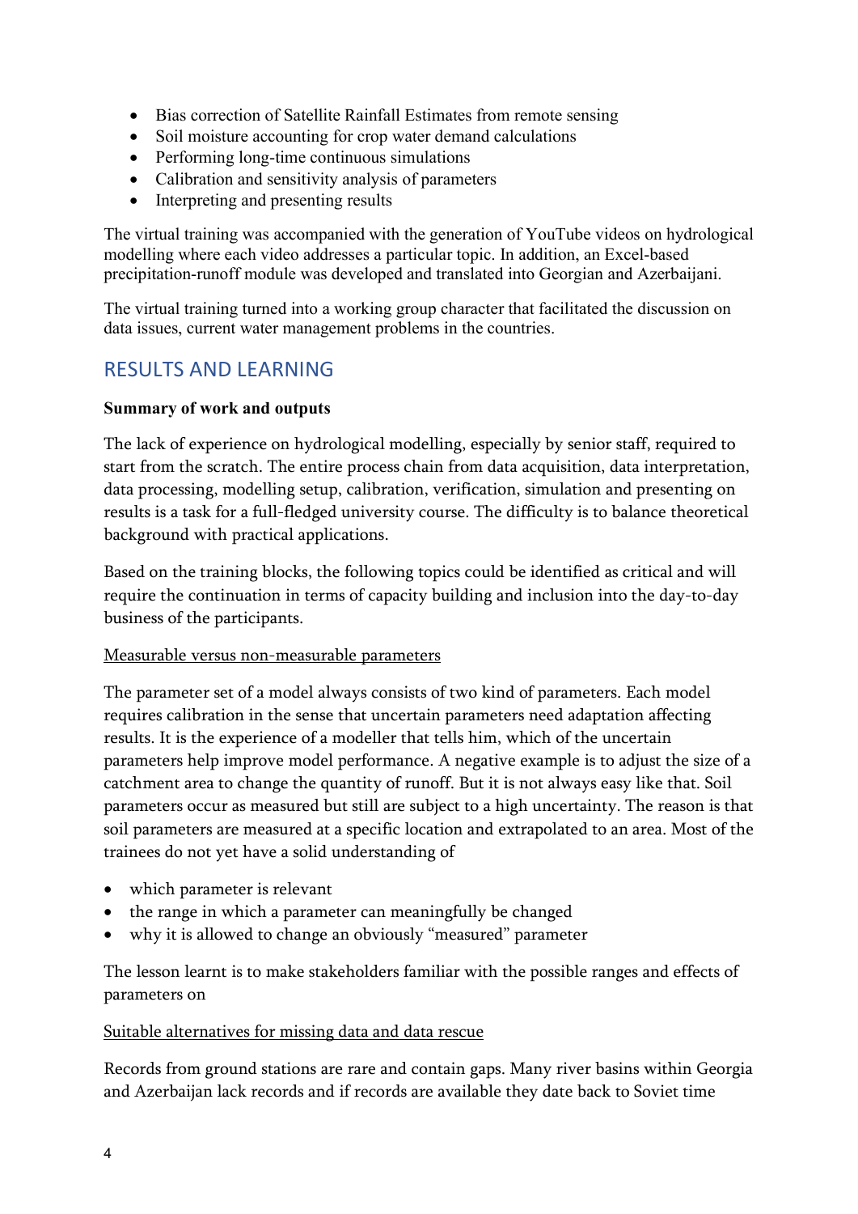- Bias correction of Satellite Rainfall Estimates from remote sensing
- Soil moisture accounting for crop water demand calculations
- Performing long-time continuous simulations
- Calibration and sensitivity analysis of parameters
- Interpreting and presenting results

The virtual training was accompanied with the generation of YouTube videos on hydrological modelling where each video addresses a particular topic. In addition, an Excel-based precipitation-runoff module was developed and translated into Georgian and Azerbaijani.

The virtual training turned into a working group character that facilitated the discussion on data issues, current water management problems in the countries.

## RESULTS AND LEARNING

**Summary of work and outputs**

The lack of experience on hydrological modelling, especially by senior staff, required to start from the scratch. The entire process chain from data acquisition, data interpretation, data processing, modelling setup, calibration, verification, simulation and presenting on results is a task for a full-fledged university course. The difficulty is to balance theoretical background with practical applications.

Based on the training blocks, the following topics could be identified as critical and will require the continuation in terms of capacity building and inclusion into the day-to-day business of the participants.

Measurable versus non-measurable parameters

The parameter set of a model always consists of two kind of parameters. Each model requires calibration in the sense that uncertain parameters need adaptation affecting results. It is the experience of a modeller that tells him, which of the uncertain parameters help improve model performance. A negative example is to adjust the size of a catchment area to change the quantity of runoff. But it is not always easy like that. Soil parameters occur as measured but still are subject to a high uncertainty. The reason is that soil parameters are measured at a specific location and extrapolated to an area. Most of the trainees do not yet have a solid understanding of

- which parameter is relevant
- the range in which a parameter can meaningfully be changed
- why it is allowed to change an obviously "measured" parameter

The lesson learnt is to make stakeholders familiar with the possible ranges and effects of parameters on

Suitable alternatives for missing data and data rescue

Records from ground stations are rare and contain gaps. Many river basins within Georgia and Azerbaijan lack records and if records are available they date back to Soviet time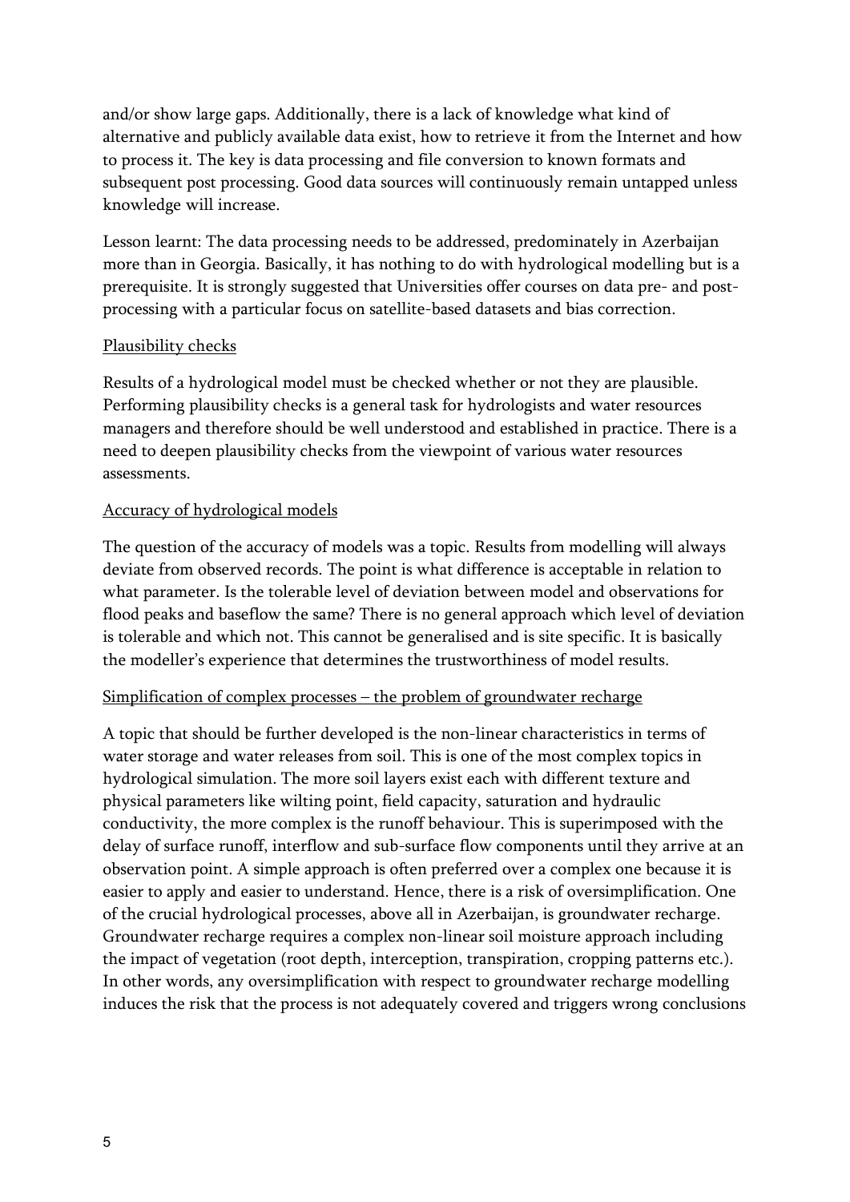and/or show large gaps. Additionally, there is a lack of knowledge what kind of alternative and publicly available data exist, how to retrieve it from the Internet and how to process it. The key is data processing and file conversion to known formats and subsequent post processing. Good data sources will continuously remain untapped unless knowledge will increase.

Lesson learnt: The data processing needs to be addressed, predominately in Azerbaijan more than in Georgia. Basically, it has nothing to do with hydrological modelling but is a prerequisite. It is strongly suggested that Universities offer courses on data pre- and post-processing with a particular focus on satellite-based datasets and bias correction.

<u>Plausibility checks</u>

Results of a hydrological model must be checked whether or not they are plausible. Performing plausibility checks is a general task for hydrologists and water resources managers and therefore should be well understood and established in practice. There is a need to deepen plausibility checks from the viewpoint of various water resources assessments.

<u>Accuracy of hydrological models</u>

The question of the accuracy of models was a topic. Results from modelling will always deviate from observed records. The point is what difference is acceptable in relation to what parameter. Is the tolerable level of deviation between model and observations for flood peaks and baseflow the same? There is no general approach which level of deviation is tolerable and which not. This cannot be generalised and is site specific. It is basically the modeller's experience that determines the trustworthiness of model results.

<u>Simplification of complex processes – the problem of groundwater recharge</u>

A topic that should be further developed is the non-linear characteristics in terms of water storage and water releases from soil. This is one of the most complex topics in hydrological simulation. The more soil layers exist each with different texture and physical parameters like wilting point, field capacity, saturation and hydraulic conductivity, the more complex is the runoff behaviour. This is superimposed with the delay of surface runoff, interflow and sub-surface flow components until they arrive at an observation point. A simple approach is often preferred over a complex one because it is easier to apply and easier to understand. Hence, there is a risk of oversimplification. One of the crucial hydrological processes, above all in Azerbaijan, is groundwater recharge. Groundwater recharge requires a complex non-linear soil moisture approach including the impact of vegetation (root depth, interception, transpiration, cropping patterns etc.). In other words, any oversimplification with respect to groundwater recharge modelling induces the risk that the process is not adequately covered and triggers wrong conclusions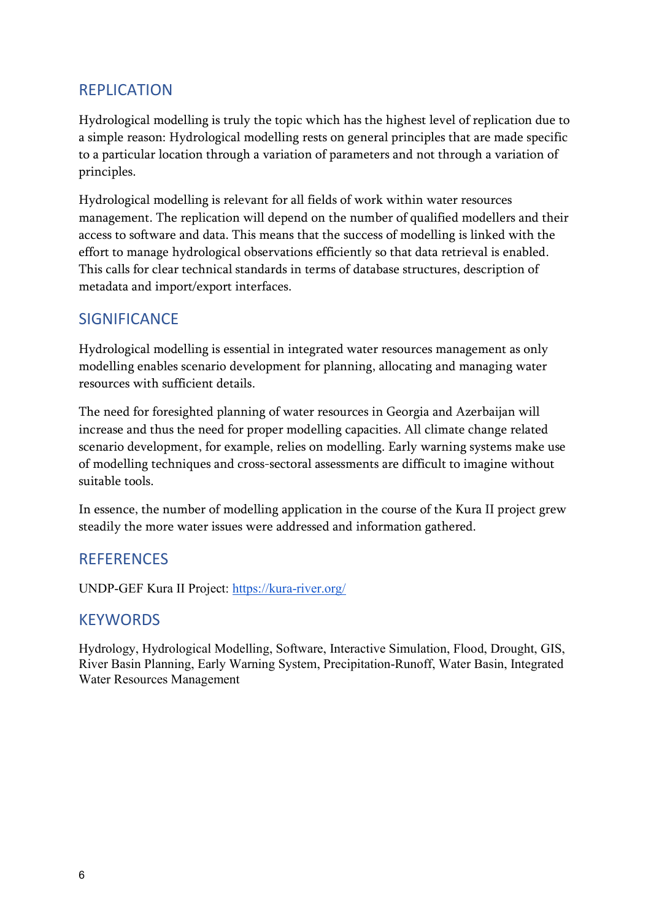## REPLICATION

Hydrological modelling is truly the topic which has the highest level of replication due to a simple reason: Hydrological modelling rests on general principles that are made specific to a particular location through a variation of parameters and not through a variation of principles.

Hydrological modelling is relevant for all fields of work within water resources management. The replication will depend on the number of qualified modellers and their access to software and data. This means that the success of modelling is linked with the effort to manage hydrological observations efficiently so that data retrieval is enabled. This calls for clear technical standards in terms of database structures, description of metadata and import/export interfaces.

## SIGNIFICANCE

Hydrological modelling is essential in integrated water resources management as only modelling enables scenario development for planning, allocating and managing water resources with sufficient details.

The need for foresighted planning of water resources in Georgia and Azerbaijan will increase and thus the need for proper modelling capacities. All climate change related scenario development, for example, relies on modelling. Early warning systems make use of modelling techniques and cross-sectoral assessments are difficult to imagine without suitable tools.

In essence, the number of modelling application in the course of the Kura II project grew steadily the more water issues were addressed and information gathered.

## REFERENCES

UNDP-GEF Kura II Project: [https://kura-river.org/](https://kura-river.org/)

## KEYWORDS

Hydrology, Hydrological Modelling, Software, Interactive Simulation, Flood, Drought, GIS, River Basin Planning, Early Warning System, Precipitation-Runoff, Water Basin, Integrated Water Resources Management